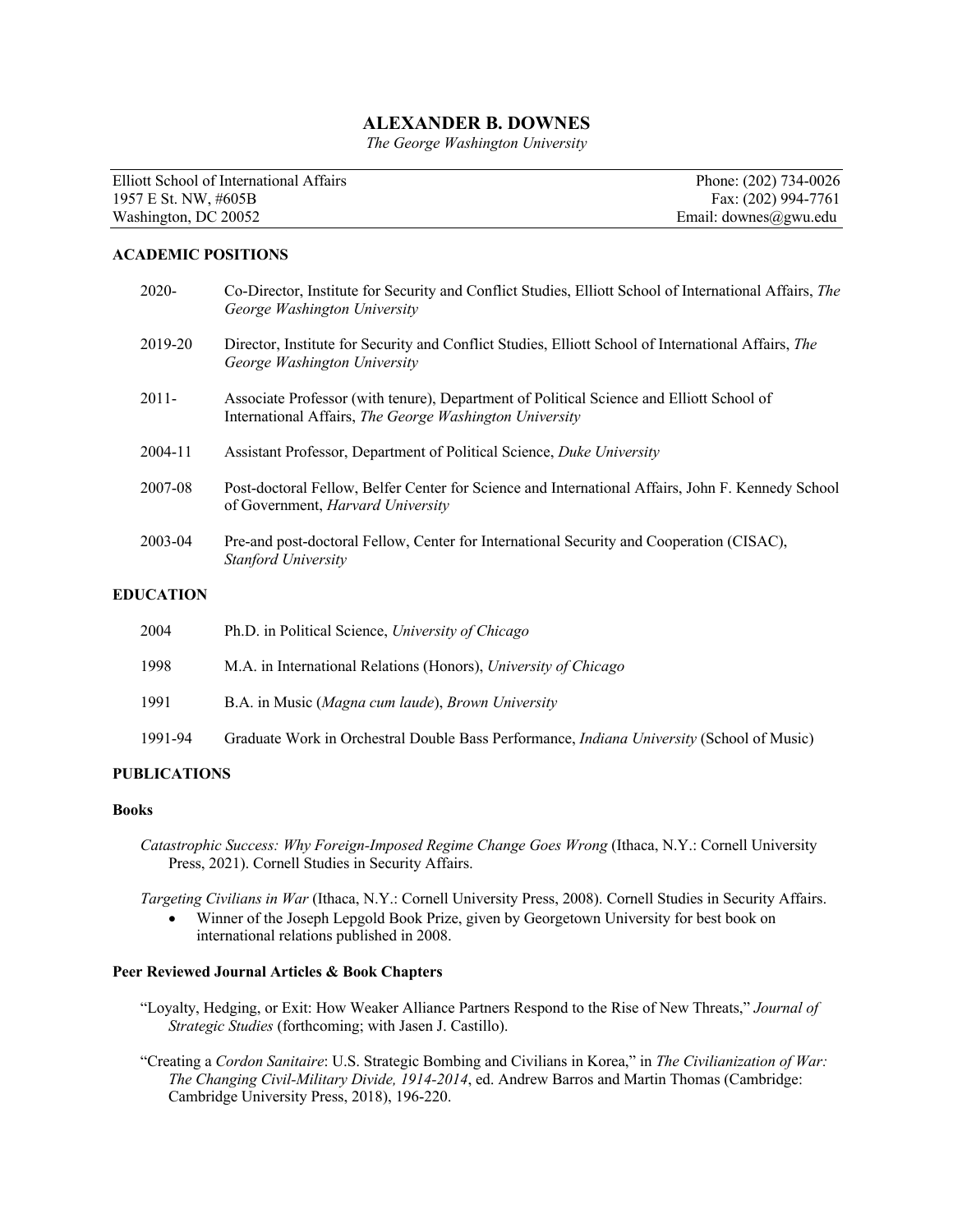# ALEXANDER B. DOWNES

*The George Washington University*

Elliott School of International Affairs
1957 E St. NW, #605B
Washington, DC 20052

Phone: (202) 734-0026
Fax: (202) 994-7761
Email: downes@gwu.edu

## ACADEMIC POSITIONS

2020- Co-Director, Institute for Security and Conflict Studies, Elliott School of International Affairs, *The George Washington University*

2019-20 Director, Institute for Security and Conflict Studies, Elliott School of International Affairs, *The George Washington University*

2011- Associate Professor (with tenure), Department of Political Science and Elliott School of International Affairs, *The George Washington University*

2004-11 Assistant Professor, Department of Political Science, *Duke University*

2007-08 Post-doctoral Fellow, Belfer Center for Science and International Affairs, John F. Kennedy School of Government, *Harvard University*

2003-04 Pre-and post-doctoral Fellow, Center for International Security and Cooperation (CISAC), *Stanford University*

## EDUCATION

2004 Ph.D. in Political Science, *University of Chicago*

1998 M.A. in International Relations (Honors), *University of Chicago*

1991 B.A. in Music (*Magna cum laude*), *Brown University*

1991-94 Graduate Work in Orchestral Double Bass Performance, *Indiana University* (School of Music)

## PUBLICATIONS

### Books

*Catastrophic Success: Why Foreign-Imposed Regime Change Goes Wrong* (Ithaca, N.Y.: Cornell University Press, 2021). Cornell Studies in Security Affairs.

*Targeting Civilians in War* (Ithaca, N.Y.: Cornell University Press, 2008). Cornell Studies in Security Affairs.

- Winner of the Joseph Lepgold Book Prize, given by Georgetown University for best book on international relations published in 2008.

### Peer Reviewed Journal Articles & Book Chapters

"Loyalty, Hedging, or Exit: How Weaker Alliance Partners Respond to the Rise of New Threats," *Journal of Strategic Studies* (forthcoming; with Jasen J. Castillo).

"Creating a *Cordon Sanitaire*: U.S. Strategic Bombing and Civilians in Korea," in *The Civilianization of War: The Changing Civil-Military Divide, 1914-2014*, ed. Andrew Barros and Martin Thomas (Cambridge: Cambridge University Press, 2018), 196-220.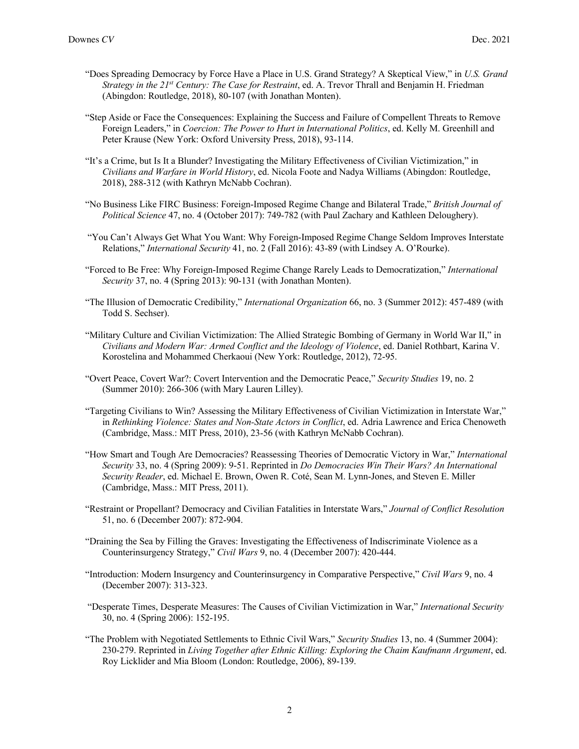"Does Spreading Democracy by Force Have a Place in U.S. Grand Strategy? A Skeptical View," in *U.S. Grand Strategy in the 21st Century: The Case for Restraint*, ed. A. Trevor Thrall and Benjamin H. Friedman (Abingdon: Routledge, 2018), 80-107 (with Jonathan Monten).

"Step Aside or Face the Consequences: Explaining the Success and Failure of Compellent Threats to Remove Foreign Leaders," in *Coercion: The Power to Hurt in International Politics*, ed. Kelly M. Greenhill and Peter Krause (New York: Oxford University Press, 2018), 93-114.

"It's a Crime, but Is It a Blunder? Investigating the Military Effectiveness of Civilian Victimization," in *Civilians and Warfare in World History*, ed. Nicola Foote and Nadya Williams (Abingdon: Routledge, 2018), 288-312 (with Kathryn McNabb Cochran).

"No Business Like FIRC Business: Foreign-Imposed Regime Change and Bilateral Trade," *British Journal of Political Science* 47, no. 4 (October 2017): 749-782 (with Paul Zachary and Kathleen Deloughery).

"You Can't Always Get What You Want: Why Foreign-Imposed Regime Change Seldom Improves Interstate Relations," *International Security* 41, no. 2 (Fall 2016): 43-89 (with Lindsey A. O'Rourke).

"Forced to Be Free: Why Foreign-Imposed Regime Change Rarely Leads to Democratization," *International Security* 37, no. 4 (Spring 2013): 90-131 (with Jonathan Monten).

"The Illusion of Democratic Credibility," *International Organization* 66, no. 3 (Summer 2012): 457-489 (with Todd S. Sechser).

"Military Culture and Civilian Victimization: The Allied Strategic Bombing of Germany in World War II," in *Civilians and Modern War: Armed Conflict and the Ideology of Violence*, ed. Daniel Rothbart, Karina V. Korostelina and Mohammed Cherkaoui (New York: Routledge, 2012), 72-95.

"Overt Peace, Covert War?: Covert Intervention and the Democratic Peace," *Security Studies* 19, no. 2 (Summer 2010): 266-306 (with Mary Lauren Lilley).

"Targeting Civilians to Win? Assessing the Military Effectiveness of Civilian Victimization in Interstate War," in *Rethinking Violence: States and Non-State Actors in Conflict*, ed. Adria Lawrence and Erica Chenoweth (Cambridge, Mass.: MIT Press, 2010), 23-56 (with Kathryn McNabb Cochran).

"How Smart and Tough Are Democracies? Reassessing Theories of Democratic Victory in War," *International Security* 33, no. 4 (Spring 2009): 9-51. Reprinted in *Do Democracies Win Their Wars? An International Security Reader*, ed. Michael E. Brown, Owen R. Coté, Sean M. Lynn-Jones, and Steven E. Miller (Cambridge, Mass.: MIT Press, 2011).

"Restraint or Propellant? Democracy and Civilian Fatalities in Interstate Wars," *Journal of Conflict Resolution* 51, no. 6 (December 2007): 872-904.

"Draining the Sea by Filling the Graves: Investigating the Effectiveness of Indiscriminate Violence as a Counterinsurgency Strategy," *Civil Wars* 9, no. 4 (December 2007): 420-444.

"Introduction: Modern Insurgency and Counterinsurgency in Comparative Perspective," *Civil Wars* 9, no. 4 (December 2007): 313-323.

"Desperate Times, Desperate Measures: The Causes of Civilian Victimization in War," *International Security* 30, no. 4 (Spring 2006): 152-195.

"The Problem with Negotiated Settlements to Ethnic Civil Wars," *Security Studies* 13, no. 4 (Summer 2004): 230-279. Reprinted in *Living Together after Ethnic Killing: Exploring the Chaim Kaufmann Argument*, ed. Roy Licklider and Mia Bloom (London: Routledge, 2006), 89-139.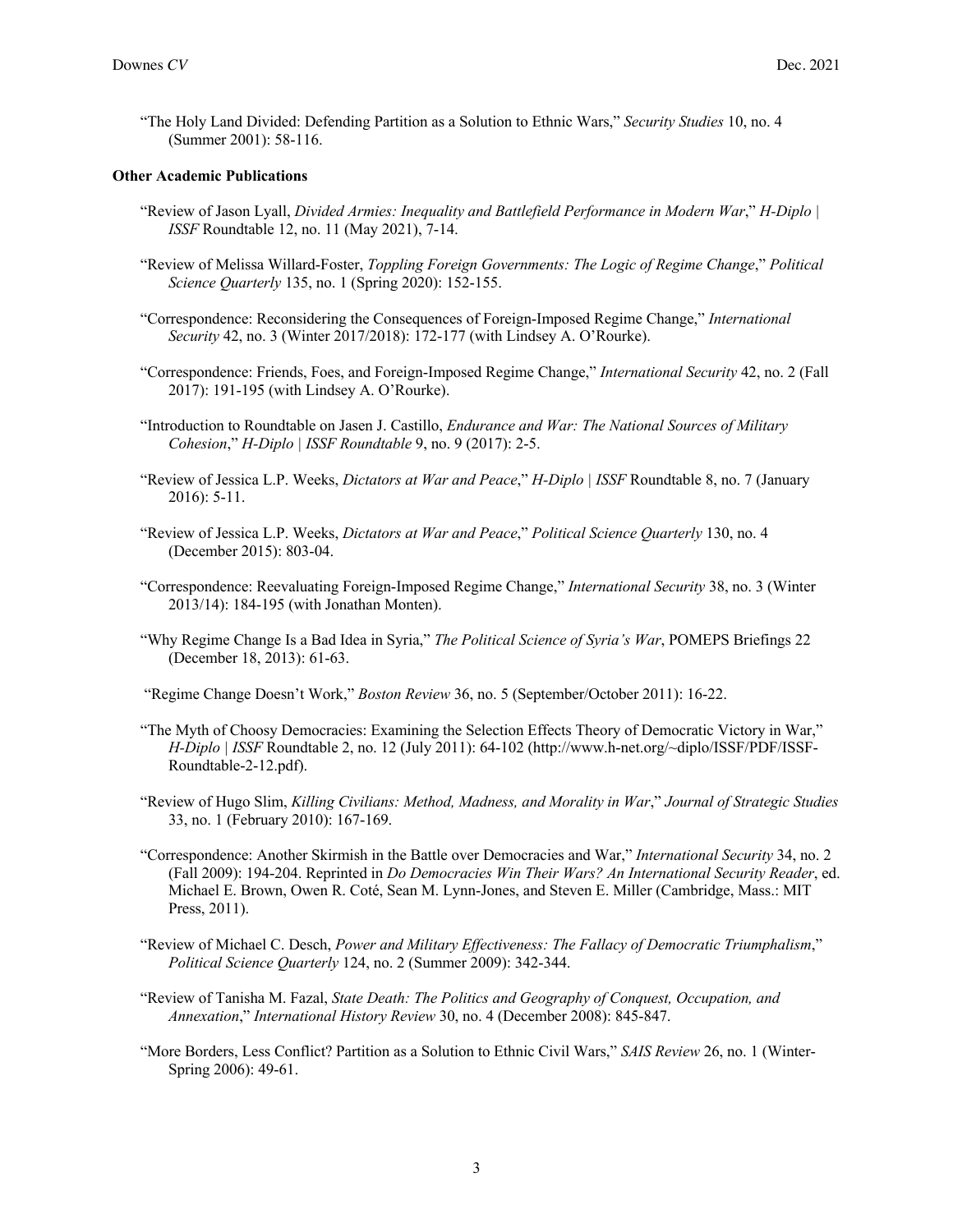"The Holy Land Divided: Defending Partition as a Solution to Ethnic Wars," *Security Studies* 10, no. 4 (Summer 2001): 58-116.

**Other Academic Publications**

"Review of Jason Lyall, *Divided Armies: Inequality and Battlefield Performance in Modern War*," *H-Diplo | ISSF* Roundtable 12, no. 11 (May 2021), 7-14.

"Review of Melissa Willard-Foster, *Toppling Foreign Governments: The Logic of Regime Change*," *Political Science Quarterly* 135, no. 1 (Spring 2020): 152-155.

"Correspondence: Reconsidering the Consequences of Foreign-Imposed Regime Change," *International Security* 42, no. 3 (Winter 2017/2018): 172-177 (with Lindsey A. O'Rourke).

"Correspondence: Friends, Foes, and Foreign-Imposed Regime Change," *International Security* 42, no. 2 (Fall 2017): 191-195 (with Lindsey A. O'Rourke).

"Introduction to Roundtable on Jasen J. Castillo, *Endurance and War: The National Sources of Military Cohesion*," *H-Diplo | ISSF Roundtable* 9, no. 9 (2017): 2-5.

"Review of Jessica L.P. Weeks, *Dictators at War and Peace*," *H-Diplo | ISSF* Roundtable 8, no. 7 (January 2016): 5-11.

"Review of Jessica L.P. Weeks, *Dictators at War and Peace*," *Political Science Quarterly* 130, no. 4 (December 2015): 803-04.

"Correspondence: Reevaluating Foreign-Imposed Regime Change," *International Security* 38, no. 3 (Winter 2013/14): 184-195 (with Jonathan Monten).

"Why Regime Change Is a Bad Idea in Syria," *The Political Science of Syria's War*, POMEPS Briefings 22 (December 18, 2013): 61-63.

"Regime Change Doesn't Work," *Boston Review* 36, no. 5 (September/October 2011): 16-22.

"The Myth of Choosy Democracies: Examining the Selection Effects Theory of Democratic Victory in War," *H-Diplo | ISSF* Roundtable 2, no. 12 (July 2011): 64-102 (http://www.h-net.org/~diplo/ISSF/PDF/ISSF-Roundtable-2-12.pdf).

"Review of Hugo Slim, *Killing Civilians: Method, Madness, and Morality in War*," *Journal of Strategic Studies* 33, no. 1 (February 2010): 167-169.

"Correspondence: Another Skirmish in the Battle over Democracies and War," *International Security* 34, no. 2 (Fall 2009): 194-204. Reprinted in *Do Democracies Win Their Wars? An International Security Reader*, ed. Michael E. Brown, Owen R. Coté, Sean M. Lynn-Jones, and Steven E. Miller (Cambridge, Mass.: MIT Press, 2011).

"Review of Michael C. Desch, *Power and Military Effectiveness: The Fallacy of Democratic Triumphalism*," *Political Science Quarterly* 124, no. 2 (Summer 2009): 342-344.

"Review of Tanisha M. Fazal, *State Death: The Politics and Geography of Conquest, Occupation, and Annexation*," *International History Review* 30, no. 4 (December 2008): 845-847.

"More Borders, Less Conflict? Partition as a Solution to Ethnic Civil Wars," *SAIS Review* 26, no. 1 (Winter-Spring 2006): 49-61.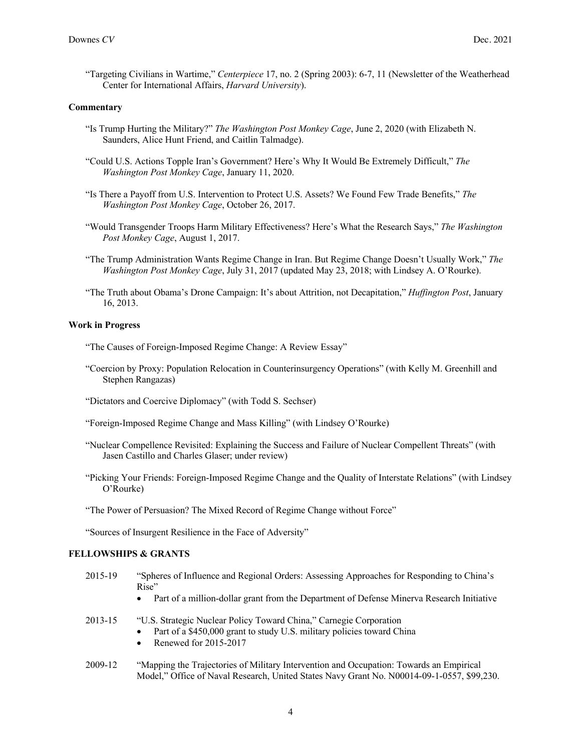"Targeting Civilians in Wartime," *Centerpiece* 17, no. 2 (Spring 2003): 6-7, 11 (Newsletter of the Weatherhead Center for International Affairs, *Harvard University*).

### Commentary

"Is Trump Hurting the Military?" *The Washington Post Monkey Cage*, June 2, 2020 (with Elizabeth N. Saunders, Alice Hunt Friend, and Caitlin Talmadge).

"Could U.S. Actions Topple Iran's Government? Here's Why It Would Be Extremely Difficult," *The Washington Post Monkey Cage*, January 11, 2020.

"Is There a Payoff from U.S. Intervention to Protect U.S. Assets? We Found Few Trade Benefits," *The Washington Post Monkey Cage*, October 26, 2017.

"Would Transgender Troops Harm Military Effectiveness? Here's What the Research Says," *The Washington Post Monkey Cage*, August 1, 2017.

"The Trump Administration Wants Regime Change in Iran. But Regime Change Doesn't Usually Work," *The Washington Post Monkey Cage*, July 31, 2017 (updated May 23, 2018; with Lindsey A. O'Rourke).

"The Truth about Obama's Drone Campaign: It's about Attrition, not Decapitation," *Huffington Post*, January 16, 2013.

### Work in Progress

"The Causes of Foreign-Imposed Regime Change: A Review Essay"

"Coercion by Proxy: Population Relocation in Counterinsurgency Operations" (with Kelly M. Greenhill and Stephen Rangazas)

"Dictators and Coercive Diplomacy" (with Todd S. Sechser)

"Foreign-Imposed Regime Change and Mass Killing" (with Lindsey O'Rourke)

"Nuclear Compellence Revisited: Explaining the Success and Failure of Nuclear Compellent Threats" (with Jasen Castillo and Charles Glaser; under review)

"Picking Your Friends: Foreign-Imposed Regime Change and the Quality of Interstate Relations" (with Lindsey O'Rourke)

"The Power of Persuasion? The Mixed Record of Regime Change without Force"

"Sources of Insurgent Resilience in the Face of Adversity"

## FELLOWSHIPS & GRANTS

2015-19 "Spheres of Influence and Regional Orders: Assessing Approaches for Responding to China's Rise"
- Part of a million-dollar grant from the Department of Defense Minerva Research Initiative

2013-15 "U.S. Strategic Nuclear Policy Toward China," Carnegie Corporation
- Part of a $450,000 grant to study U.S. military policies toward China
- Renewed for 2015-2017

2009-12 "Mapping the Trajectories of Military Intervention and Occupation: Towards an Empirical Model," Office of Naval Research, United States Navy Grant No. N00014-09-1-0557, $99,230.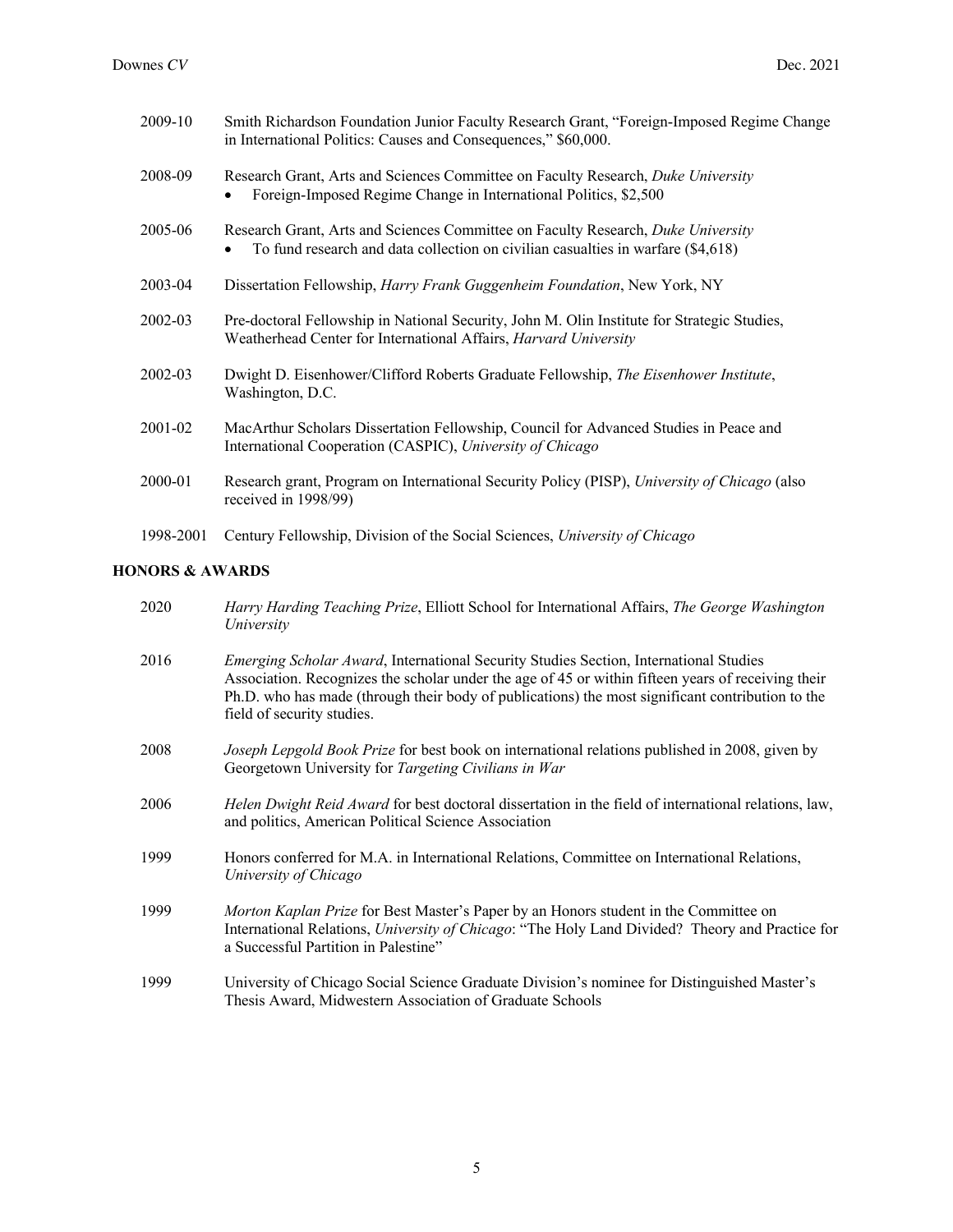2009-10 Smith Richardson Foundation Junior Faculty Research Grant, "Foreign-Imposed Regime Change in International Politics: Causes and Consequences," $60,000.

2008-09 Research Grant, Arts and Sciences Committee on Faculty Research, *Duke University*
- Foreign-Imposed Regime Change in International Politics, $2,500

2005-06 Research Grant, Arts and Sciences Committee on Faculty Research, *Duke University*
- To fund research and data collection on civilian casualties in warfare ($4,618)

2003-04 Dissertation Fellowship, *Harry Frank Guggenheim Foundation*, New York, NY

2002-03 Pre-doctoral Fellowship in National Security, John M. Olin Institute for Strategic Studies, Weatherhead Center for International Affairs, *Harvard University*

2002-03 Dwight D. Eisenhower/Clifford Roberts Graduate Fellowship, *The Eisenhower Institute*, Washington, D.C.

2001-02 MacArthur Scholars Dissertation Fellowship, Council for Advanced Studies in Peace and International Cooperation (CASPIC), *University of Chicago*

2000-01 Research grant, Program on International Security Policy (PISP), *University of Chicago* (also received in 1998/99)

1998-2001 Century Fellowship, Division of the Social Sciences, *University of Chicago*

## HONORS & AWARDS

2020 *Harry Harding Teaching Prize*, Elliott School for International Affairs, *The George Washington University*

2016 *Emerging Scholar Award*, International Security Studies Section, International Studies Association. Recognizes the scholar under the age of 45 or within fifteen years of receiving their Ph.D. who has made (through their body of publications) the most significant contribution to the field of security studies.

2008 *Joseph Lepgold Book Prize* for best book on international relations published in 2008, given by Georgetown University for *Targeting Civilians in War*

2006 *Helen Dwight Reid Award* for best doctoral dissertation in the field of international relations, law, and politics, American Political Science Association

1999 Honors conferred for M.A. in International Relations, Committee on International Relations, *University of Chicago*

1999 *Morton Kaplan Prize* for Best Master's Paper by an Honors student in the Committee on International Relations, *University of Chicago*: "The Holy Land Divided? Theory and Practice for a Successful Partition in Palestine"

1999 University of Chicago Social Science Graduate Division's nominee for Distinguished Master's Thesis Award, Midwestern Association of Graduate Schools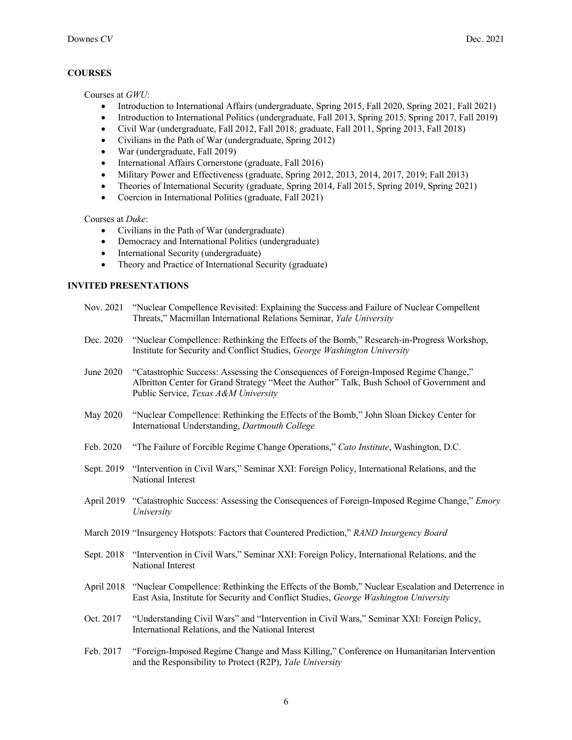## COURSES

Courses at *GWU*:

- Introduction to International Affairs (undergraduate, Spring 2015, Fall 2020, Spring 2021, Fall 2021)
- Introduction to International Politics (undergraduate, Fall 2013, Spring 2015, Spring 2017, Fall 2019)
- Civil War (undergraduate, Fall 2012, Fall 2018; graduate, Fall 2011, Spring 2013, Fall 2018)
- Civilians in the Path of War (undergraduate, Spring 2012)
- War (undergraduate, Fall 2019)
- International Affairs Cornerstone (graduate, Fall 2016)
- Military Power and Effectiveness (graduate, Spring 2012, 2013, 2014, 2017, 2019; Fall 2013)
- Theories of International Security (graduate, Spring 2014, Fall 2015, Spring 2019, Spring 2021)
- Coercion in International Politics (graduate, Fall 2021)

Courses at *Duke*:

- Civilians in the Path of War (undergraduate)
- Democracy and International Politics (undergraduate)
- International Security (undergraduate)
- Theory and Practice of International Security (graduate)

## INVITED PRESENTATIONS

Nov. 2021 "Nuclear Compellence Revisited: Explaining the Success and Failure of Nuclear Compellent Threats," Macmillan International Relations Seminar, *Yale University*

Dec. 2020 "Nuclear Compellence: Rethinking the Effects of the Bomb," Research-in-Progress Workshop, Institute for Security and Conflict Studies, *George Washington University*

June 2020 "Catastrophic Success: Assessing the Consequences of Foreign-Imposed Regime Change," Albritton Center for Grand Strategy "Meet the Author" Talk, Bush School of Government and Public Service, *Texas A&M University*

May 2020 "Nuclear Compellence: Rethinking the Effects of the Bomb," John Sloan Dickey Center for International Understanding, *Dartmouth College*

Feb. 2020 "The Failure of Forcible Regime Change Operations," *Cato Institute*, Washington, D.C.

Sept. 2019 "Intervention in Civil Wars," Seminar XXI: Foreign Policy, International Relations, and the National Interest

April 2019 "Catastrophic Success: Assessing the Consequences of Foreign-Imposed Regime Change," *Emory University*

March 2019 "Insurgency Hotspots: Factors that Countered Prediction," *RAND Insurgency Board*

Sept. 2018 "Intervention in Civil Wars," Seminar XXI: Foreign Policy, International Relations, and the National Interest

April 2018 "Nuclear Compellence: Rethinking the Effects of the Bomb," Nuclear Escalation and Deterrence in East Asia, Institute for Security and Conflict Studies, *George Washington University*

Oct. 2017 "Understanding Civil Wars" and "Intervention in Civil Wars," Seminar XXI: Foreign Policy, International Relations, and the National Interest

Feb. 2017 "Foreign-Imposed Regime Change and Mass Killing," Conference on Humanitarian Intervention and the Responsibility to Protect (R2P), *Yale University*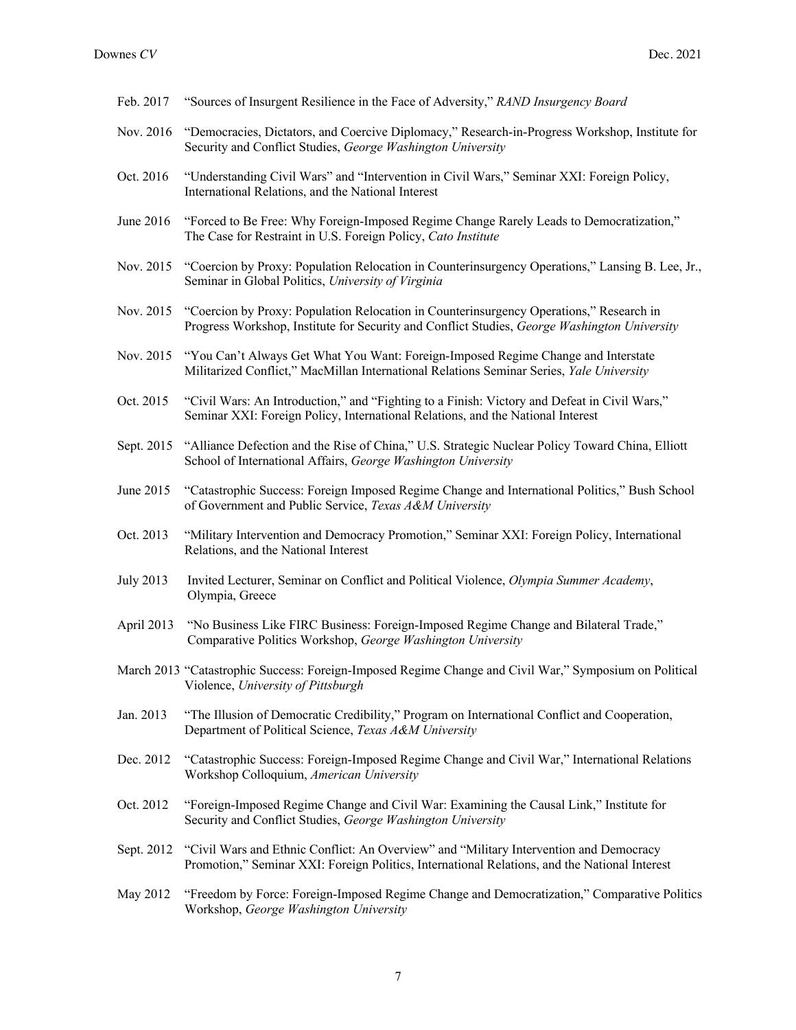Feb. 2017 "Sources of Insurgent Resilience in the Face of Adversity," *RAND Insurgency Board*

Nov. 2016 "Democracies, Dictators, and Coercive Diplomacy," Research-in-Progress Workshop, Institute for Security and Conflict Studies, *George Washington University*

Oct. 2016 "Understanding Civil Wars" and "Intervention in Civil Wars," Seminar XXI: Foreign Policy, International Relations, and the National Interest

June 2016 "Forced to Be Free: Why Foreign-Imposed Regime Change Rarely Leads to Democratization," The Case for Restraint in U.S. Foreign Policy, *Cato Institute*

Nov. 2015 "Coercion by Proxy: Population Relocation in Counterinsurgency Operations," Lansing B. Lee, Jr., Seminar in Global Politics, *University of Virginia*

Nov. 2015 "Coercion by Proxy: Population Relocation in Counterinsurgency Operations," Research in Progress Workshop, Institute for Security and Conflict Studies, *George Washington University*

Nov. 2015 "You Can't Always Get What You Want: Foreign-Imposed Regime Change and Interstate Militarized Conflict," MacMillan International Relations Seminar Series, *Yale University*

Oct. 2015 "Civil Wars: An Introduction," and "Fighting to a Finish: Victory and Defeat in Civil Wars," Seminar XXI: Foreign Policy, International Relations, and the National Interest

Sept. 2015 "Alliance Defection and the Rise of China," U.S. Strategic Nuclear Policy Toward China, Elliott School of International Affairs, *George Washington University*

June 2015 "Catastrophic Success: Foreign Imposed Regime Change and International Politics," Bush School of Government and Public Service, *Texas A&M University*

Oct. 2013 "Military Intervention and Democracy Promotion," Seminar XXI: Foreign Policy, International Relations, and the National Interest

July 2013 Invited Lecturer, Seminar on Conflict and Political Violence, *Olympia Summer Academy*, Olympia, Greece

April 2013 "No Business Like FIRC Business: Foreign-Imposed Regime Change and Bilateral Trade," Comparative Politics Workshop, *George Washington University*

March 2013 "Catastrophic Success: Foreign-Imposed Regime Change and Civil War," Symposium on Political Violence, *University of Pittsburgh*

Jan. 2013 "The Illusion of Democratic Credibility," Program on International Conflict and Cooperation, Department of Political Science, *Texas A&M University*

Dec. 2012 "Catastrophic Success: Foreign-Imposed Regime Change and Civil War," International Relations Workshop Colloquium, *American University*

Oct. 2012 "Foreign-Imposed Regime Change and Civil War: Examining the Causal Link," Institute for Security and Conflict Studies, *George Washington University*

Sept. 2012 "Civil Wars and Ethnic Conflict: An Overview" and "Military Intervention and Democracy Promotion," Seminar XXI: Foreign Politics, International Relations, and the National Interest

May 2012 "Freedom by Force: Foreign-Imposed Regime Change and Democratization," Comparative Politics Workshop, *George Washington University*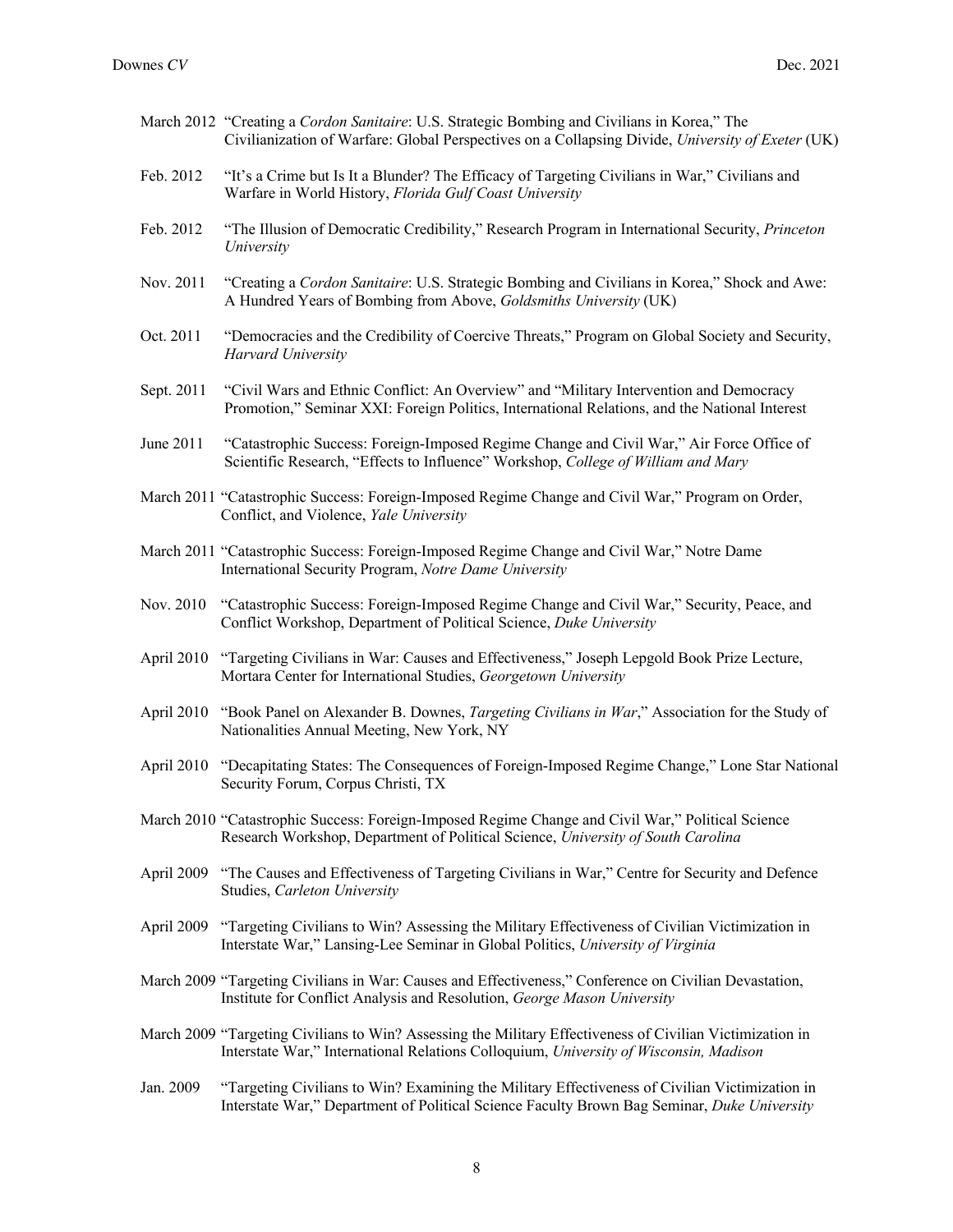March 2012 "Creating a *Cordon Sanitaire*: U.S. Strategic Bombing and Civilians in Korea," The Civilianization of Warfare: Global Perspectives on a Collapsing Divide, *University of Exeter* (UK)

Feb. 2012 "It's a Crime but Is It a Blunder? The Efficacy of Targeting Civilians in War," Civilians and Warfare in World History, *Florida Gulf Coast University*

Feb. 2012 "The Illusion of Democratic Credibility," Research Program in International Security, *Princeton University*

Nov. 2011 "Creating a *Cordon Sanitaire*: U.S. Strategic Bombing and Civilians in Korea," Shock and Awe: A Hundred Years of Bombing from Above, *Goldsmiths University* (UK)

Oct. 2011 "Democracies and the Credibility of Coercive Threats," Program on Global Society and Security, *Harvard University*

Sept. 2011 "Civil Wars and Ethnic Conflict: An Overview" and "Military Intervention and Democracy Promotion," Seminar XXI: Foreign Politics, International Relations, and the National Interest

June 2011 "Catastrophic Success: Foreign-Imposed Regime Change and Civil War," Air Force Office of Scientific Research, "Effects to Influence" Workshop, *College of William and Mary*

March 2011 "Catastrophic Success: Foreign-Imposed Regime Change and Civil War," Program on Order, Conflict, and Violence, *Yale University*

March 2011 "Catastrophic Success: Foreign-Imposed Regime Change and Civil War," Notre Dame International Security Program, *Notre Dame University*

Nov. 2010 "Catastrophic Success: Foreign-Imposed Regime Change and Civil War," Security, Peace, and Conflict Workshop, Department of Political Science, *Duke University*

April 2010 "Targeting Civilians in War: Causes and Effectiveness," Joseph Lepgold Book Prize Lecture, Mortara Center for International Studies, *Georgetown University*

April 2010 "Book Panel on Alexander B. Downes, *Targeting Civilians in War*," Association for the Study of Nationalities Annual Meeting, New York, NY

April 2010 "Decapitating States: The Consequences of Foreign-Imposed Regime Change," Lone Star National Security Forum, Corpus Christi, TX

March 2010 "Catastrophic Success: Foreign-Imposed Regime Change and Civil War," Political Science Research Workshop, Department of Political Science, *University of South Carolina*

April 2009 "The Causes and Effectiveness of Targeting Civilians in War," Centre for Security and Defence Studies, *Carleton University*

April 2009 "Targeting Civilians to Win? Assessing the Military Effectiveness of Civilian Victimization in Interstate War," Lansing-Lee Seminar in Global Politics, *University of Virginia*

March 2009 "Targeting Civilians in War: Causes and Effectiveness," Conference on Civilian Devastation, Institute for Conflict Analysis and Resolution, *George Mason University*

March 2009 "Targeting Civilians to Win? Assessing the Military Effectiveness of Civilian Victimization in Interstate War," International Relations Colloquium, *University of Wisconsin, Madison*

Jan. 2009 "Targeting Civilians to Win? Examining the Military Effectiveness of Civilian Victimization in Interstate War," Department of Political Science Faculty Brown Bag Seminar, *Duke University*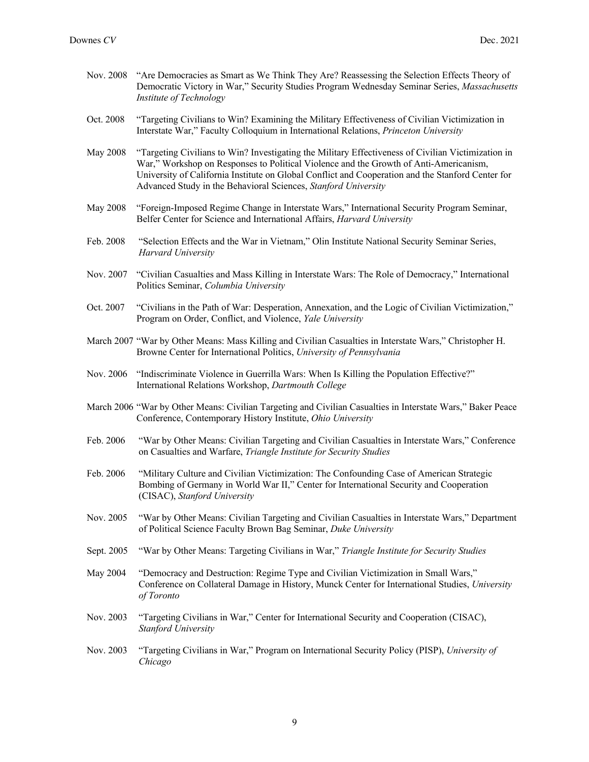Nov. 2008 "Are Democracies as Smart as We Think They Are? Reassessing the Selection Effects Theory of Democratic Victory in War," Security Studies Program Wednesday Seminar Series, *Massachusetts Institute of Technology*

Oct. 2008 "Targeting Civilians to Win? Examining the Military Effectiveness of Civilian Victimization in Interstate War," Faculty Colloquium in International Relations, *Princeton University*

May 2008 "Targeting Civilians to Win? Investigating the Military Effectiveness of Civilian Victimization in War," Workshop on Responses to Political Violence and the Growth of Anti-Americanism, University of California Institute on Global Conflict and Cooperation and the Stanford Center for Advanced Study in the Behavioral Sciences, *Stanford University*

May 2008 "Foreign-Imposed Regime Change in Interstate Wars," International Security Program Seminar, Belfer Center for Science and International Affairs, *Harvard University*

Feb. 2008 "Selection Effects and the War in Vietnam," Olin Institute National Security Seminar Series, *Harvard University*

Nov. 2007 "Civilian Casualties and Mass Killing in Interstate Wars: The Role of Democracy," International Politics Seminar, *Columbia University*

Oct. 2007 "Civilians in the Path of War: Desperation, Annexation, and the Logic of Civilian Victimization," Program on Order, Conflict, and Violence, *Yale University*

March 2007 "War by Other Means: Mass Killing and Civilian Casualties in Interstate Wars," Christopher H. Browne Center for International Politics, *University of Pennsylvania*

Nov. 2006 "Indiscriminate Violence in Guerrilla Wars: When Is Killing the Population Effective?" International Relations Workshop, *Dartmouth College*

March 2006 "War by Other Means: Civilian Targeting and Civilian Casualties in Interstate Wars," Baker Peace Conference, Contemporary History Institute, *Ohio University*

Feb. 2006 "War by Other Means: Civilian Targeting and Civilian Casualties in Interstate Wars," Conference on Casualties and Warfare, *Triangle Institute for Security Studies*

Feb. 2006 "Military Culture and Civilian Victimization: The Confounding Case of American Strategic Bombing of Germany in World War II," Center for International Security and Cooperation (CISAC), *Stanford University*

Nov. 2005 "War by Other Means: Civilian Targeting and Civilian Casualties in Interstate Wars," Department of Political Science Faculty Brown Bag Seminar, *Duke University*

Sept. 2005 "War by Other Means: Targeting Civilians in War," *Triangle Institute for Security Studies*

May 2004 "Democracy and Destruction: Regime Type and Civilian Victimization in Small Wars," Conference on Collateral Damage in History, Munck Center for International Studies, *University of Toronto*

Nov. 2003 "Targeting Civilians in War," Center for International Security and Cooperation (CISAC), *Stanford University*

Nov. 2003 "Targeting Civilians in War," Program on International Security Policy (PISP), *University of Chicago*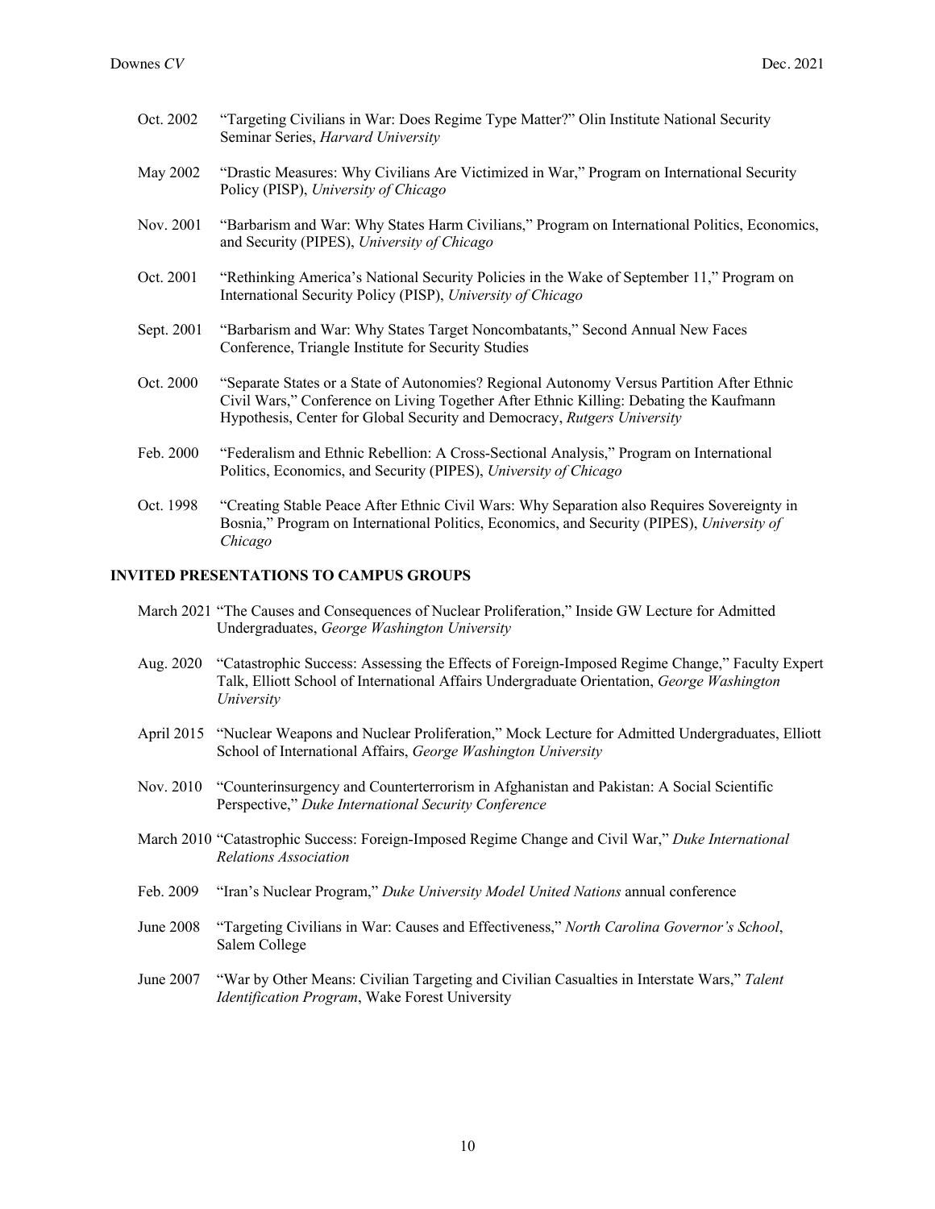Oct. 2002 "Targeting Civilians in War: Does Regime Type Matter?" Olin Institute National Security Seminar Series, *Harvard University*

May 2002 "Drastic Measures: Why Civilians Are Victimized in War," Program on International Security Policy (PISP), *University of Chicago*

Nov. 2001 "Barbarism and War: Why States Harm Civilians," Program on International Politics, Economics, and Security (PIPES), *University of Chicago*

Oct. 2001 "Rethinking America's National Security Policies in the Wake of September 11," Program on International Security Policy (PISP), *University of Chicago*

Sept. 2001 "Barbarism and War: Why States Target Noncombatants," Second Annual New Faces Conference, Triangle Institute for Security Studies

Oct. 2000 "Separate States or a State of Autonomies? Regional Autonomy Versus Partition After Ethnic Civil Wars," Conference on Living Together After Ethnic Killing: Debating the Kaufmann Hypothesis, Center for Global Security and Democracy, *Rutgers University*

Feb. 2000 "Federalism and Ethnic Rebellion: A Cross-Sectional Analysis," Program on International Politics, Economics, and Security (PIPES), *University of Chicago*

Oct. 1998 "Creating Stable Peace After Ethnic Civil Wars: Why Separation also Requires Sovereignty in Bosnia," Program on International Politics, Economics, and Security (PIPES), *University of Chicago*

## INVITED PRESENTATIONS TO CAMPUS GROUPS

March 2021 "The Causes and Consequences of Nuclear Proliferation," Inside GW Lecture for Admitted Undergraduates, *George Washington University*

Aug. 2020 "Catastrophic Success: Assessing the Effects of Foreign-Imposed Regime Change," Faculty Expert Talk, Elliott School of International Affairs Undergraduate Orientation, *George Washington University*

April 2015 "Nuclear Weapons and Nuclear Proliferation," Mock Lecture for Admitted Undergraduates, Elliott School of International Affairs, *George Washington University*

Nov. 2010 "Counterinsurgency and Counterterrorism in Afghanistan and Pakistan: A Social Scientific Perspective," *Duke International Security Conference*

March 2010 "Catastrophic Success: Foreign-Imposed Regime Change and Civil War," *Duke International Relations Association*

Feb. 2009 "Iran's Nuclear Program," *Duke University Model United Nations* annual conference

June 2008 "Targeting Civilians in War: Causes and Effectiveness," *North Carolina Governor's School*, Salem College

June 2007 "War by Other Means: Civilian Targeting and Civilian Casualties in Interstate Wars," *Talent Identification Program*, Wake Forest University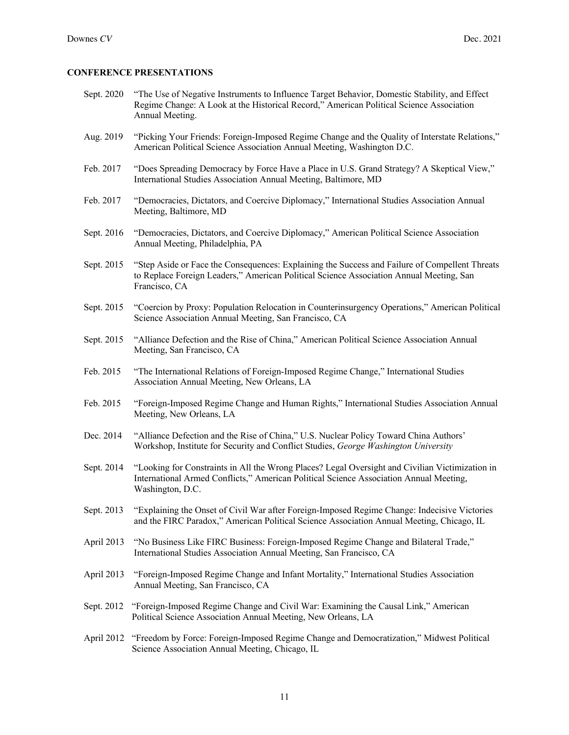**CONFERENCE PRESENTATIONS**

Sept. 2020 "The Use of Negative Instruments to Influence Target Behavior, Domestic Stability, and Effect Regime Change: A Look at the Historical Record," American Political Science Association Annual Meeting.

Aug. 2019 "Picking Your Friends: Foreign-Imposed Regime Change and the Quality of Interstate Relations," American Political Science Association Annual Meeting, Washington D.C.

Feb. 2017 "Does Spreading Democracy by Force Have a Place in U.S. Grand Strategy? A Skeptical View," International Studies Association Annual Meeting, Baltimore, MD

Feb. 2017 "Democracies, Dictators, and Coercive Diplomacy," International Studies Association Annual Meeting, Baltimore, MD

Sept. 2016 "Democracies, Dictators, and Coercive Diplomacy," American Political Science Association Annual Meeting, Philadelphia, PA

Sept. 2015 "Step Aside or Face the Consequences: Explaining the Success and Failure of Compellent Threats to Replace Foreign Leaders," American Political Science Association Annual Meeting, San Francisco, CA

Sept. 2015 "Coercion by Proxy: Population Relocation in Counterinsurgency Operations," American Political Science Association Annual Meeting, San Francisco, CA

Sept. 2015 "Alliance Defection and the Rise of China," American Political Science Association Annual Meeting, San Francisco, CA

Feb. 2015 "The International Relations of Foreign-Imposed Regime Change," International Studies Association Annual Meeting, New Orleans, LA

Feb. 2015 "Foreign-Imposed Regime Change and Human Rights," International Studies Association Annual Meeting, New Orleans, LA

Dec. 2014 "Alliance Defection and the Rise of China," U.S. Nuclear Policy Toward China Authors' Workshop, Institute for Security and Conflict Studies, *George Washington University*

Sept. 2014 "Looking for Constraints in All the Wrong Places? Legal Oversight and Civilian Victimization in International Armed Conflicts," American Political Science Association Annual Meeting, Washington, D.C.

Sept. 2013 "Explaining the Onset of Civil War after Foreign-Imposed Regime Change: Indecisive Victories and the FIRC Paradox," American Political Science Association Annual Meeting, Chicago, IL

April 2013 "No Business Like FIRC Business: Foreign-Imposed Regime Change and Bilateral Trade," International Studies Association Annual Meeting, San Francisco, CA

April 2013 "Foreign-Imposed Regime Change and Infant Mortality," International Studies Association Annual Meeting, San Francisco, CA

Sept. 2012 "Foreign-Imposed Regime Change and Civil War: Examining the Causal Link," American Political Science Association Annual Meeting, New Orleans, LA

April 2012 "Freedom by Force: Foreign-Imposed Regime Change and Democratization," Midwest Political Science Association Annual Meeting, Chicago, IL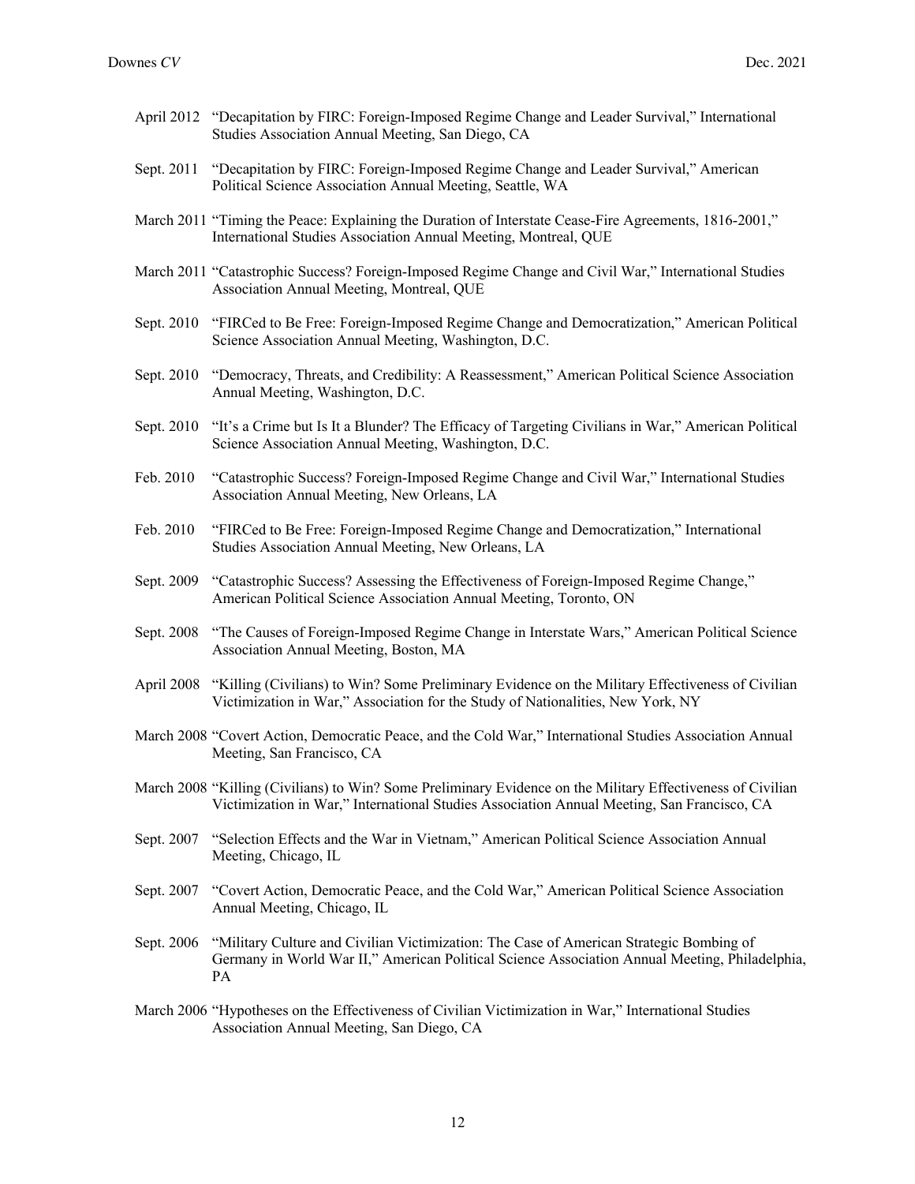April 2012 "Decapitation by FIRC: Foreign-Imposed Regime Change and Leader Survival," International Studies Association Annual Meeting, San Diego, CA

Sept. 2011 "Decapitation by FIRC: Foreign-Imposed Regime Change and Leader Survival," American Political Science Association Annual Meeting, Seattle, WA

March 2011 "Timing the Peace: Explaining the Duration of Interstate Cease-Fire Agreements, 1816-2001," International Studies Association Annual Meeting, Montreal, QUE

March 2011 "Catastrophic Success? Foreign-Imposed Regime Change and Civil War," International Studies Association Annual Meeting, Montreal, QUE

Sept. 2010 "FIRCed to Be Free: Foreign-Imposed Regime Change and Democratization," American Political Science Association Annual Meeting, Washington, D.C.

Sept. 2010 "Democracy, Threats, and Credibility: A Reassessment," American Political Science Association Annual Meeting, Washington, D.C.

Sept. 2010 "It's a Crime but Is It a Blunder? The Efficacy of Targeting Civilians in War," American Political Science Association Annual Meeting, Washington, D.C.

Feb. 2010 "Catastrophic Success? Foreign-Imposed Regime Change and Civil War," International Studies Association Annual Meeting, New Orleans, LA

Feb. 2010 "FIRCed to Be Free: Foreign-Imposed Regime Change and Democratization," International Studies Association Annual Meeting, New Orleans, LA

Sept. 2009 "Catastrophic Success? Assessing the Effectiveness of Foreign-Imposed Regime Change," American Political Science Association Annual Meeting, Toronto, ON

Sept. 2008 "The Causes of Foreign-Imposed Regime Change in Interstate Wars," American Political Science Association Annual Meeting, Boston, MA

April 2008 "Killing (Civilians) to Win? Some Preliminary Evidence on the Military Effectiveness of Civilian Victimization in War," Association for the Study of Nationalities, New York, NY

March 2008 "Covert Action, Democratic Peace, and the Cold War," International Studies Association Annual Meeting, San Francisco, CA

March 2008 "Killing (Civilians) to Win? Some Preliminary Evidence on the Military Effectiveness of Civilian Victimization in War," International Studies Association Annual Meeting, San Francisco, CA

Sept. 2007 "Selection Effects and the War in Vietnam," American Political Science Association Annual Meeting, Chicago, IL

Sept. 2007 "Covert Action, Democratic Peace, and the Cold War," American Political Science Association Annual Meeting, Chicago, IL

Sept. 2006 "Military Culture and Civilian Victimization: The Case of American Strategic Bombing of Germany in World War II," American Political Science Association Annual Meeting, Philadelphia, PA

March 2006 "Hypotheses on the Effectiveness of Civilian Victimization in War," International Studies Association Annual Meeting, San Diego, CA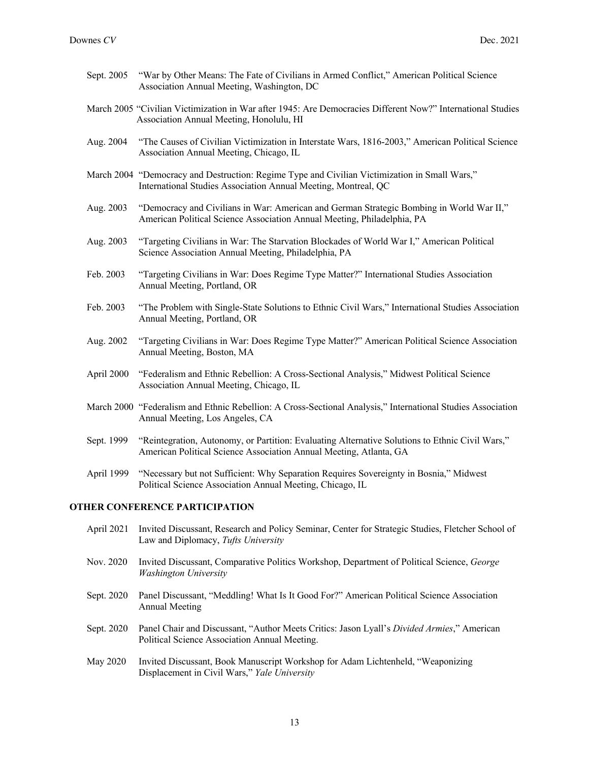Sept. 2005 "War by Other Means: The Fate of Civilians in Armed Conflict," American Political Science Association Annual Meeting, Washington, DC

March 2005 "Civilian Victimization in War after 1945: Are Democracies Different Now?" International Studies Association Annual Meeting, Honolulu, HI

Aug. 2004 "The Causes of Civilian Victimization in Interstate Wars, 1816-2003," American Political Science Association Annual Meeting, Chicago, IL

March 2004 "Democracy and Destruction: Regime Type and Civilian Victimization in Small Wars," International Studies Association Annual Meeting, Montreal, QC

Aug. 2003 "Democracy and Civilians in War: American and German Strategic Bombing in World War II," American Political Science Association Annual Meeting, Philadelphia, PA

Aug. 2003 "Targeting Civilians in War: The Starvation Blockades of World War I," American Political Science Association Annual Meeting, Philadelphia, PA

Feb. 2003 "Targeting Civilians in War: Does Regime Type Matter?" International Studies Association Annual Meeting, Portland, OR

Feb. 2003 "The Problem with Single-State Solutions to Ethnic Civil Wars," International Studies Association Annual Meeting, Portland, OR

Aug. 2002 "Targeting Civilians in War: Does Regime Type Matter?" American Political Science Association Annual Meeting, Boston, MA

April 2000 "Federalism and Ethnic Rebellion: A Cross-Sectional Analysis," Midwest Political Science Association Annual Meeting, Chicago, IL

March 2000 "Federalism and Ethnic Rebellion: A Cross-Sectional Analysis," International Studies Association Annual Meeting, Los Angeles, CA

Sept. 1999 "Reintegration, Autonomy, or Partition: Evaluating Alternative Solutions to Ethnic Civil Wars," American Political Science Association Annual Meeting, Atlanta, GA

April 1999 "Necessary but not Sufficient: Why Separation Requires Sovereignty in Bosnia," Midwest Political Science Association Annual Meeting, Chicago, IL

**OTHER CONFERENCE PARTICIPATION**

April 2021 Invited Discussant, Research and Policy Seminar, Center for Strategic Studies, Fletcher School of Law and Diplomacy, *Tufts University*

Nov. 2020 Invited Discussant, Comparative Politics Workshop, Department of Political Science, *George Washington University*

Sept. 2020 Panel Discussant, "Meddling! What Is It Good For?" American Political Science Association Annual Meeting

Sept. 2020 Panel Chair and Discussant, "Author Meets Critics: Jason Lyall's *Divided Armies*," American Political Science Association Annual Meeting.

May 2020 Invited Discussant, Book Manuscript Workshop for Adam Lichtenheld, "Weaponizing Displacement in Civil Wars," *Yale University*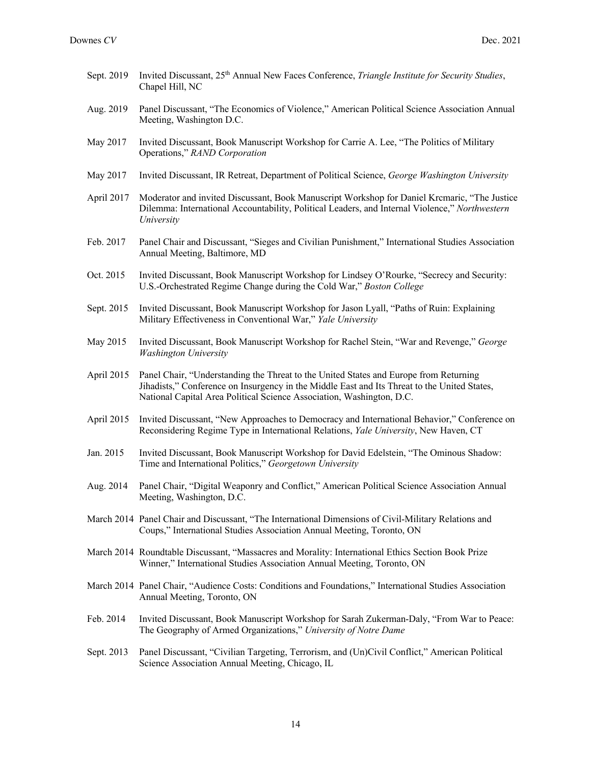Sept. 2019 Invited Discussant, 25th Annual New Faces Conference, *Triangle Institute for Security Studies*, Chapel Hill, NC

Aug. 2019 Panel Discussant, "The Economics of Violence," American Political Science Association Annual Meeting, Washington D.C.

May 2017 Invited Discussant, Book Manuscript Workshop for Carrie A. Lee, "The Politics of Military Operations," *RAND Corporation*

May 2017 Invited Discussant, IR Retreat, Department of Political Science, *George Washington University*

April 2017 Moderator and invited Discussant, Book Manuscript Workshop for Daniel Krcmaric, "The Justice Dilemma: International Accountability, Political Leaders, and Internal Violence," *Northwestern University*

Feb. 2017 Panel Chair and Discussant, "Sieges and Civilian Punishment," International Studies Association Annual Meeting, Baltimore, MD

Oct. 2015 Invited Discussant, Book Manuscript Workshop for Lindsey O'Rourke, "Secrecy and Security: U.S.-Orchestrated Regime Change during the Cold War," *Boston College*

Sept. 2015 Invited Discussant, Book Manuscript Workshop for Jason Lyall, "Paths of Ruin: Explaining Military Effectiveness in Conventional War," *Yale University*

May 2015 Invited Discussant, Book Manuscript Workshop for Rachel Stein, "War and Revenge," *George Washington University*

April 2015 Panel Chair, "Understanding the Threat to the United States and Europe from Returning Jihadists," Conference on Insurgency in the Middle East and Its Threat to the United States, National Capital Area Political Science Association, Washington, D.C.

April 2015 Invited Discussant, "New Approaches to Democracy and International Behavior," Conference on Reconsidering Regime Type in International Relations, *Yale University*, New Haven, CT

Jan. 2015 Invited Discussant, Book Manuscript Workshop for David Edelstein, "The Ominous Shadow: Time and International Politics," *Georgetown University*

Aug. 2014 Panel Chair, "Digital Weaponry and Conflict," American Political Science Association Annual Meeting, Washington, D.C.

March 2014 Panel Chair and Discussant, "The International Dimensions of Civil-Military Relations and Coups," International Studies Association Annual Meeting, Toronto, ON

March 2014 Roundtable Discussant, "Massacres and Morality: International Ethics Section Book Prize Winner," International Studies Association Annual Meeting, Toronto, ON

March 2014 Panel Chair, "Audience Costs: Conditions and Foundations," International Studies Association Annual Meeting, Toronto, ON

Feb. 2014 Invited Discussant, Book Manuscript Workshop for Sarah Zukerman-Daly, "From War to Peace: The Geography of Armed Organizations," *University of Notre Dame*

Sept. 2013 Panel Discussant, "Civilian Targeting, Terrorism, and (Un)Civil Conflict," American Political Science Association Annual Meeting, Chicago, IL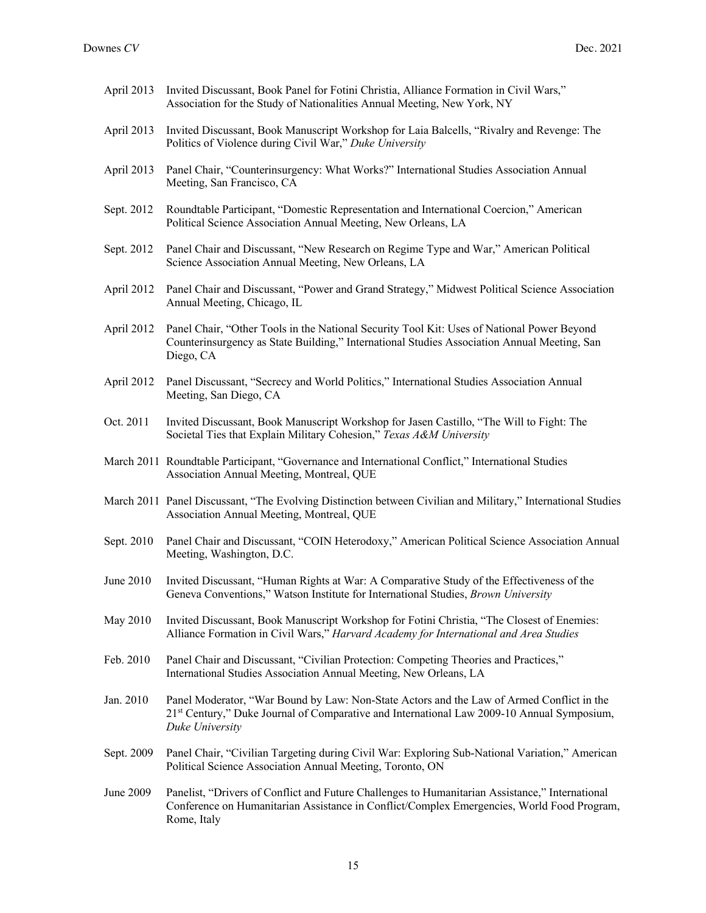April 2013 Invited Discussant, Book Panel for Fotini Christia, Alliance Formation in Civil Wars," Association for the Study of Nationalities Annual Meeting, New York, NY

April 2013 Invited Discussant, Book Manuscript Workshop for Laia Balcells, "Rivalry and Revenge: The Politics of Violence during Civil War," *Duke University*

April 2013 Panel Chair, "Counterinsurgency: What Works?" International Studies Association Annual Meeting, San Francisco, CA

Sept. 2012 Roundtable Participant, "Domestic Representation and International Coercion," American Political Science Association Annual Meeting, New Orleans, LA

Sept. 2012 Panel Chair and Discussant, "New Research on Regime Type and War," American Political Science Association Annual Meeting, New Orleans, LA

April 2012 Panel Chair and Discussant, "Power and Grand Strategy," Midwest Political Science Association Annual Meeting, Chicago, IL

April 2012 Panel Chair, "Other Tools in the National Security Tool Kit: Uses of National Power Beyond Counterinsurgency as State Building," International Studies Association Annual Meeting, San Diego, CA

April 2012 Panel Discussant, "Secrecy and World Politics," International Studies Association Annual Meeting, San Diego, CA

Oct. 2011 Invited Discussant, Book Manuscript Workshop for Jasen Castillo, "The Will to Fight: The Societal Ties that Explain Military Cohesion," *Texas A&M University*

March 2011 Roundtable Participant, "Governance and International Conflict," International Studies Association Annual Meeting, Montreal, QUE

March 2011 Panel Discussant, "The Evolving Distinction between Civilian and Military," International Studies Association Annual Meeting, Montreal, QUE

Sept. 2010 Panel Chair and Discussant, "COIN Heterodoxy," American Political Science Association Annual Meeting, Washington, D.C.

June 2010 Invited Discussant, "Human Rights at War: A Comparative Study of the Effectiveness of the Geneva Conventions," Watson Institute for International Studies, *Brown University*

May 2010 Invited Discussant, Book Manuscript Workshop for Fotini Christia, "The Closest of Enemies: Alliance Formation in Civil Wars," *Harvard Academy for International and Area Studies*

Feb. 2010 Panel Chair and Discussant, "Civilian Protection: Competing Theories and Practices," International Studies Association Annual Meeting, New Orleans, LA

Jan. 2010 Panel Moderator, "War Bound by Law: Non-State Actors and the Law of Armed Conflict in the 21st Century," Duke Journal of Comparative and International Law 2009-10 Annual Symposium, *Duke University*

Sept. 2009 Panel Chair, "Civilian Targeting during Civil War: Exploring Sub-National Variation," American Political Science Association Annual Meeting, Toronto, ON

June 2009 Panelist, "Drivers of Conflict and Future Challenges to Humanitarian Assistance," International Conference on Humanitarian Assistance in Conflict/Complex Emergencies, World Food Program, Rome, Italy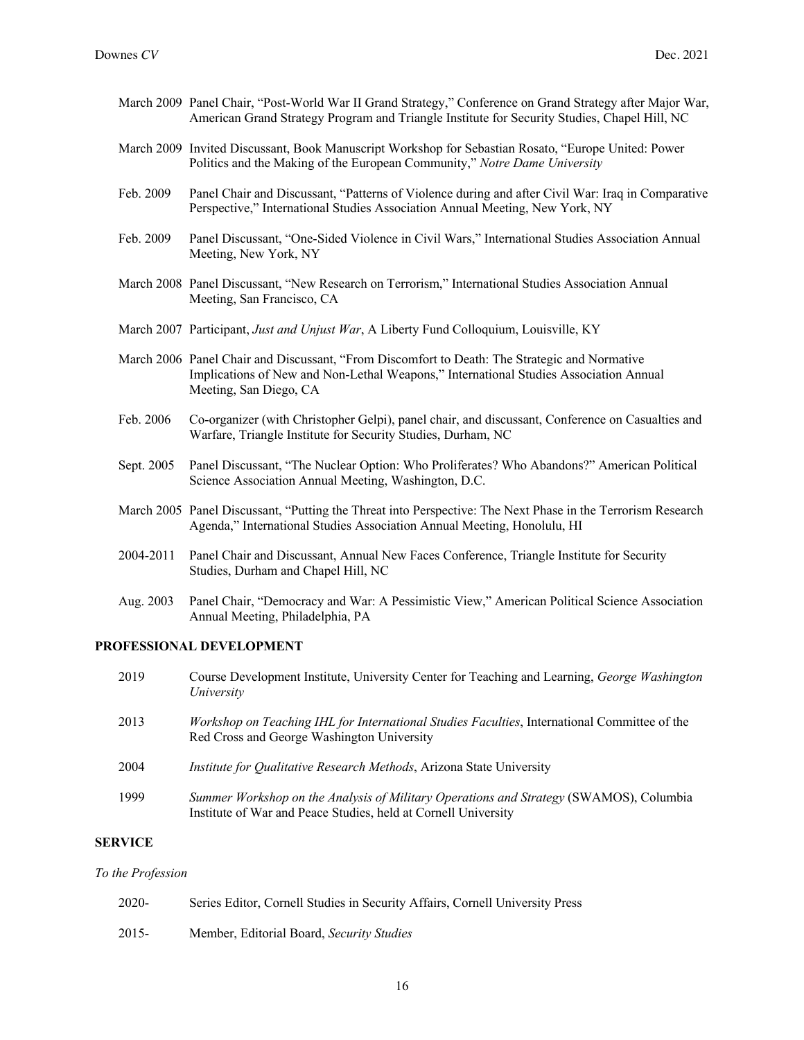March 2009 Panel Chair, "Post-World War II Grand Strategy," Conference on Grand Strategy after Major War, American Grand Strategy Program and Triangle Institute for Security Studies, Chapel Hill, NC

March 2009 Invited Discussant, Book Manuscript Workshop for Sebastian Rosato, "Europe United: Power Politics and the Making of the European Community," *Notre Dame University*

Feb. 2009 Panel Chair and Discussant, "Patterns of Violence during and after Civil War: Iraq in Comparative Perspective," International Studies Association Annual Meeting, New York, NY

Feb. 2009 Panel Discussant, "One-Sided Violence in Civil Wars," International Studies Association Annual Meeting, New York, NY

March 2008 Panel Discussant, "New Research on Terrorism," International Studies Association Annual Meeting, San Francisco, CA

March 2007 Participant, *Just and Unjust War*, A Liberty Fund Colloquium, Louisville, KY

March 2006 Panel Chair and Discussant, "From Discomfort to Death: The Strategic and Normative Implications of New and Non-Lethal Weapons," International Studies Association Annual Meeting, San Diego, CA

Feb. 2006 Co-organizer (with Christopher Gelpi), panel chair, and discussant, Conference on Casualties and Warfare, Triangle Institute for Security Studies, Durham, NC

Sept. 2005 Panel Discussant, "The Nuclear Option: Who Proliferates? Who Abandons?" American Political Science Association Annual Meeting, Washington, D.C.

March 2005 Panel Discussant, "Putting the Threat into Perspective: The Next Phase in the Terrorism Research Agenda," International Studies Association Annual Meeting, Honolulu, HI

2004-2011 Panel Chair and Discussant, Annual New Faces Conference, Triangle Institute for Security Studies, Durham and Chapel Hill, NC

Aug. 2003 Panel Chair, "Democracy and War: A Pessimistic View," American Political Science Association Annual Meeting, Philadelphia, PA

## PROFESSIONAL DEVELOPMENT

2019 Course Development Institute, University Center for Teaching and Learning, *George Washington University*

2013 *Workshop on Teaching IHL for International Studies Faculties*, International Committee of the Red Cross and George Washington University

2004 *Institute for Qualitative Research Methods*, Arizona State University

1999 *Summer Workshop on the Analysis of Military Operations and Strategy* (SWAMOS), Columbia Institute of War and Peace Studies, held at Cornell University

## SERVICE

*To the Profession*

2020- Series Editor, Cornell Studies in Security Affairs, Cornell University Press

2015- Member, Editorial Board, *Security Studies*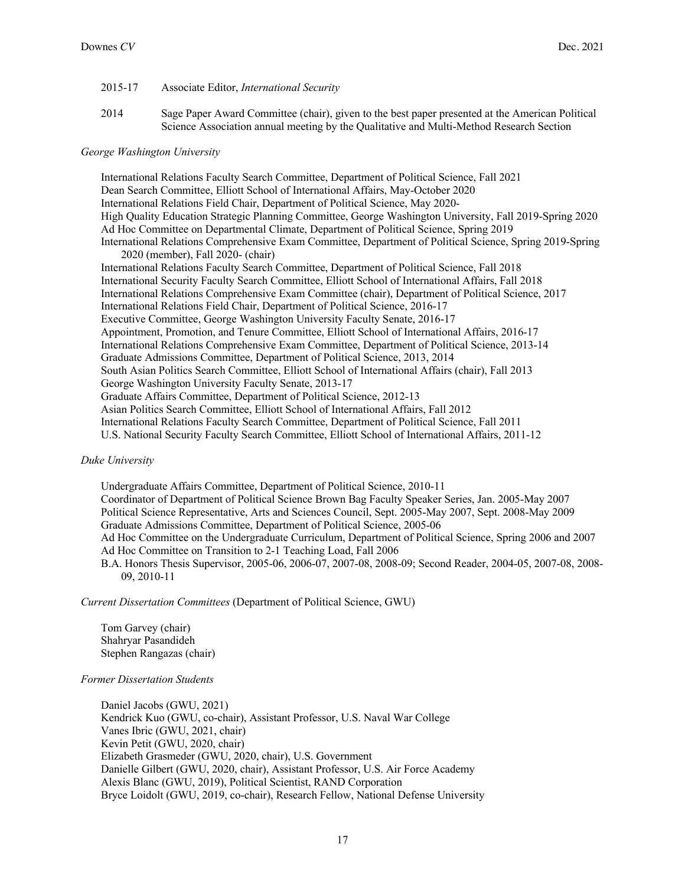2015-17 Associate Editor, *International Security*

2014 Sage Paper Award Committee (chair), given to the best paper presented at the American Political Science Association annual meeting by the Qualitative and Multi-Method Research Section

*George Washington University*

International Relations Faculty Search Committee, Department of Political Science, Fall 2021
Dean Search Committee, Elliott School of International Affairs, May-October 2020
International Relations Field Chair, Department of Political Science, May 2020-
High Quality Education Strategic Planning Committee, George Washington University, Fall 2019-Spring 2020
Ad Hoc Committee on Departmental Climate, Department of Political Science, Spring 2019
International Relations Comprehensive Exam Committee, Department of Political Science, Spring 2019-Spring 2020 (member), Fall 2020- (chair)
International Relations Faculty Search Committee, Department of Political Science, Fall 2018
International Security Faculty Search Committee, Elliott School of International Affairs, Fall 2018
International Relations Comprehensive Exam Committee (chair), Department of Political Science, 2017
International Relations Field Chair, Department of Political Science, 2016-17
Executive Committee, George Washington University Faculty Senate, 2016-17
Appointment, Promotion, and Tenure Committee, Elliott School of International Affairs, 2016-17
International Relations Comprehensive Exam Committee, Department of Political Science, 2013-14
Graduate Admissions Committee, Department of Political Science, 2013, 2014
South Asian Politics Search Committee, Elliott School of International Affairs (chair), Fall 2013
George Washington University Faculty Senate, 2013-17
Graduate Affairs Committee, Department of Political Science, 2012-13
Asian Politics Search Committee, Elliott School of International Affairs, Fall 2012
International Relations Faculty Search Committee, Department of Political Science, Fall 2011
U.S. National Security Faculty Search Committee, Elliott School of International Affairs, 2011-12

*Duke University*

Undergraduate Affairs Committee, Department of Political Science, 2010-11
Coordinator of Department of Political Science Brown Bag Faculty Speaker Series, Jan. 2005-May 2007
Political Science Representative, Arts and Sciences Council, Sept. 2005-May 2007, Sept. 2008-May 2009
Graduate Admissions Committee, Department of Political Science, 2005-06
Ad Hoc Committee on the Undergraduate Curriculum, Department of Political Science, Spring 2006 and 2007
Ad Hoc Committee on Transition to 2-1 Teaching Load, Fall 2006
B.A. Honors Thesis Supervisor, 2005-06, 2006-07, 2007-08, 2008-09; Second Reader, 2004-05, 2007-08, 2008-09, 2010-11

*Current Dissertation Committees* (Department of Political Science, GWU)

Tom Garvey (chair)
Shahryar Pasandideh
Stephen Rangazas (chair)

*Former Dissertation Students*

Daniel Jacobs (GWU, 2021)
Kendrick Kuo (GWU, co-chair), Assistant Professor, U.S. Naval War College
Vanes Ibric (GWU, 2021, chair)
Kevin Petit (GWU, 2020, chair)
Elizabeth Grasmeder (GWU, 2020, chair), U.S. Government
Danielle Gilbert (GWU, 2020, chair), Assistant Professor, U.S. Air Force Academy
Alexis Blanc (GWU, 2019), Political Scientist, RAND Corporation
Bryce Loidolt (GWU, 2019, co-chair), Research Fellow, National Defense University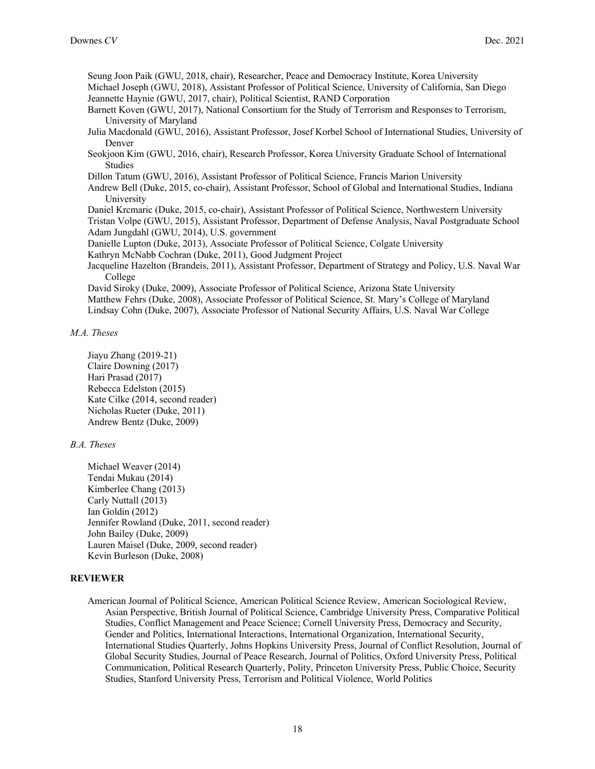Seung Joon Paik (GWU, 2018, chair), Researcher, Peace and Democracy Institute, Korea University
Michael Joseph (GWU, 2018), Assistant Professor of Political Science, University of California, San Diego
Jeannette Haynie (GWU, 2017, chair), Political Scientist, RAND Corporation
Barnett Koven (GWU, 2017), National Consortium for the Study of Terrorism and Responses to Terrorism, University of Maryland
Julia Macdonald (GWU, 2016), Assistant Professor, Josef Korbel School of International Studies, University of Denver
Seokjoon Kim (GWU, 2016, chair), Research Professor, Korea University Graduate School of International Studies
Dillon Tatum (GWU, 2016), Assistant Professor of Political Science, Francis Marion University
Andrew Bell (Duke, 2015, co-chair), Assistant Professor, School of Global and International Studies, Indiana University
Daniel Krcmaric (Duke, 2015, co-chair), Assistant Professor of Political Science, Northwestern University
Tristan Volpe (GWU, 2015), Assistant Professor, Department of Defense Analysis, Naval Postgraduate School
Adam Jungdahl (GWU, 2014), U.S. government
Danielle Lupton (Duke, 2013), Associate Professor of Political Science, Colgate University
Kathryn McNabb Cochran (Duke, 2011), Good Judgment Project
Jacqueline Hazelton (Brandeis, 2011), Assistant Professor, Department of Strategy and Policy, U.S. Naval War College
David Siroky (Duke, 2009), Associate Professor of Political Science, Arizona State University
Matthew Fehrs (Duke, 2008), Associate Professor of Political Science, St. Mary's College of Maryland
Lindsay Cohn (Duke, 2007), Associate Professor of National Security Affairs, U.S. Naval War College

*M.A. Theses*

Jiayu Zhang (2019-21)
Claire Downing (2017)
Hari Prasad (2017)
Rebecca Edelston (2015)
Kate Cilke (2014, second reader)
Nicholas Rueter (Duke, 2011)
Andrew Bentz (Duke, 2009)

*B.A. Theses*

Michael Weaver (2014)
Tendai Mukau (2014)
Kimberlee Chang (2013)
Carly Nuttall (2013)
Ian Goldin (2012)
Jennifer Rowland (Duke, 2011, second reader)
John Bailey (Duke, 2009)
Lauren Maisel (Duke, 2009, second reader)
Kevin Burleson (Duke, 2008)

**REVIEWER**

American Journal of Political Science, American Political Science Review, American Sociological Review, Asian Perspective, British Journal of Political Science, Cambridge University Press, Comparative Political Studies, Conflict Management and Peace Science; Cornell University Press, Democracy and Security, Gender and Politics, International Interactions, International Organization, International Security, International Studies Quarterly, Johns Hopkins University Press, Journal of Conflict Resolution, Journal of Global Security Studies, Journal of Peace Research, Journal of Politics, Oxford University Press, Political Communication, Political Research Quarterly, Polity, Princeton University Press, Public Choice, Security Studies, Stanford University Press, Terrorism and Political Violence, World Politics